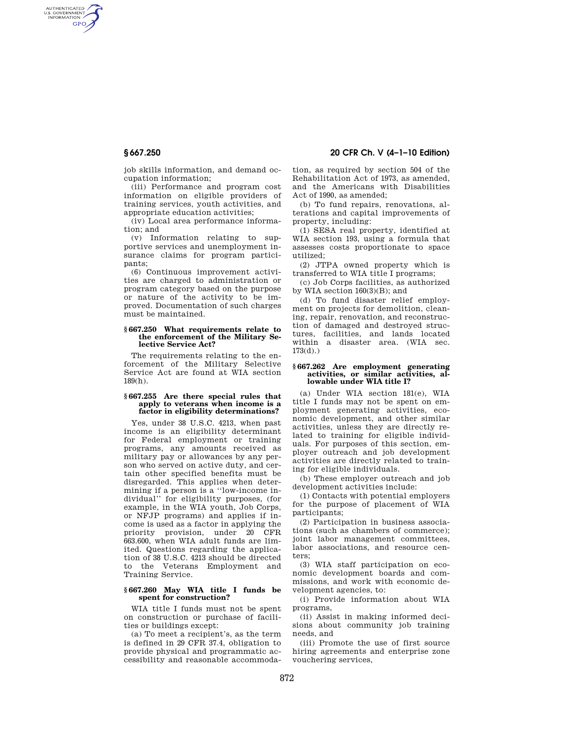job skills information, and demand occupation information;

(iii) Performance and program cost information on eligible providers of training services, youth activities, and appropriate education activities;

(iv) Local area performance information; and

(v) Information relating to supportive services and unemployment insurance claims for program participants;

(6) Continuous improvement activities are charged to administration or program category based on the purpose or nature of the activity to be improved. Documentation of such charges must be maintained.

### § 667.250 What requirements relate to the enforcement of the Military Selective Service Act?

The requirements relating to the enforcement of the Military Selective Service Act are found at WIA section 189(h).

### § 667.255 Are there special rules that apply to veterans when income is a factor in eligibility determinations?

Yes, under 38 U.S.C. 4213, when past income is an eligibility determinant for Federal employment or training programs, any amounts received as military pay or allowances by any person who served on active duty, and certain other specified benefits must be disregarded. This applies when determining if a person is a ''low-income individual'' for eligibility purposes, (for example, in the WIA youth, Job Corps, or NFJP programs) and applies if income is used as a factor in applying the priority provision, under 20 CFR 663.600, when WIA adult funds are limited. Questions regarding the application of 38 U.S.C. 4213 should be directed to the Veterans Employment and Training Service.

### § 667.260 May WIA title I funds be spent for construction?

WIA title I funds must not be spent on construction or purchase of facilities or buildings except:

(a) To meet a recipient's, as the term is defined in 29 CFR 37.4, obligation to provide physical and programmatic accessibility and reasonable accommodation, as required by section 504 of the Rehabilitation Act of 1973, as amended, and the Americans with Disabilities Act of 1990, as amended;

(b) To fund repairs, renovations, alterations and capital improvements of property, including:

(1) SESA real property, identified at WIA section 193, using a formula that assesses costs proportionate to space utilized;

(2) JTPA owned property which is transferred to WIA title I programs;

(c) Job Corps facilities, as authorized by WIA section 160(3)(B); and

(d) To fund disaster relief employment on projects for demolition, cleaning, repair, renovation, and reconstruction of damaged and destroyed structures, facilities, and lands located within a disaster area. (WIA sec. 173(d).)

### § 667.262 Are employment generating activities, or similar activities, allowable under WIA title I?

(a) Under WIA section 181(e), WIA title I funds may not be spent on employment generating activities, economic development, and other similar activities, unless they are directly related to training for eligible individuals. For purposes of this section, employer outreach and job development activities are directly related to training for eligible individuals.

(b) These employer outreach and job development activities include:

(1) Contacts with potential employers for the purpose of placement of WIA participants;

(2) Participation in business associations (such as chambers of commerce); joint labor management committees, labor associations, and resource centers;

(3) WIA staff participation on economic development boards and commissions, and work with economic development agencies, to:

(i) Provide information about WIA programs,

(ii) Assist in making informed decisions about community job training needs, and

(iii) Promote the use of first source hiring agreements and enterprise zone vouchering services,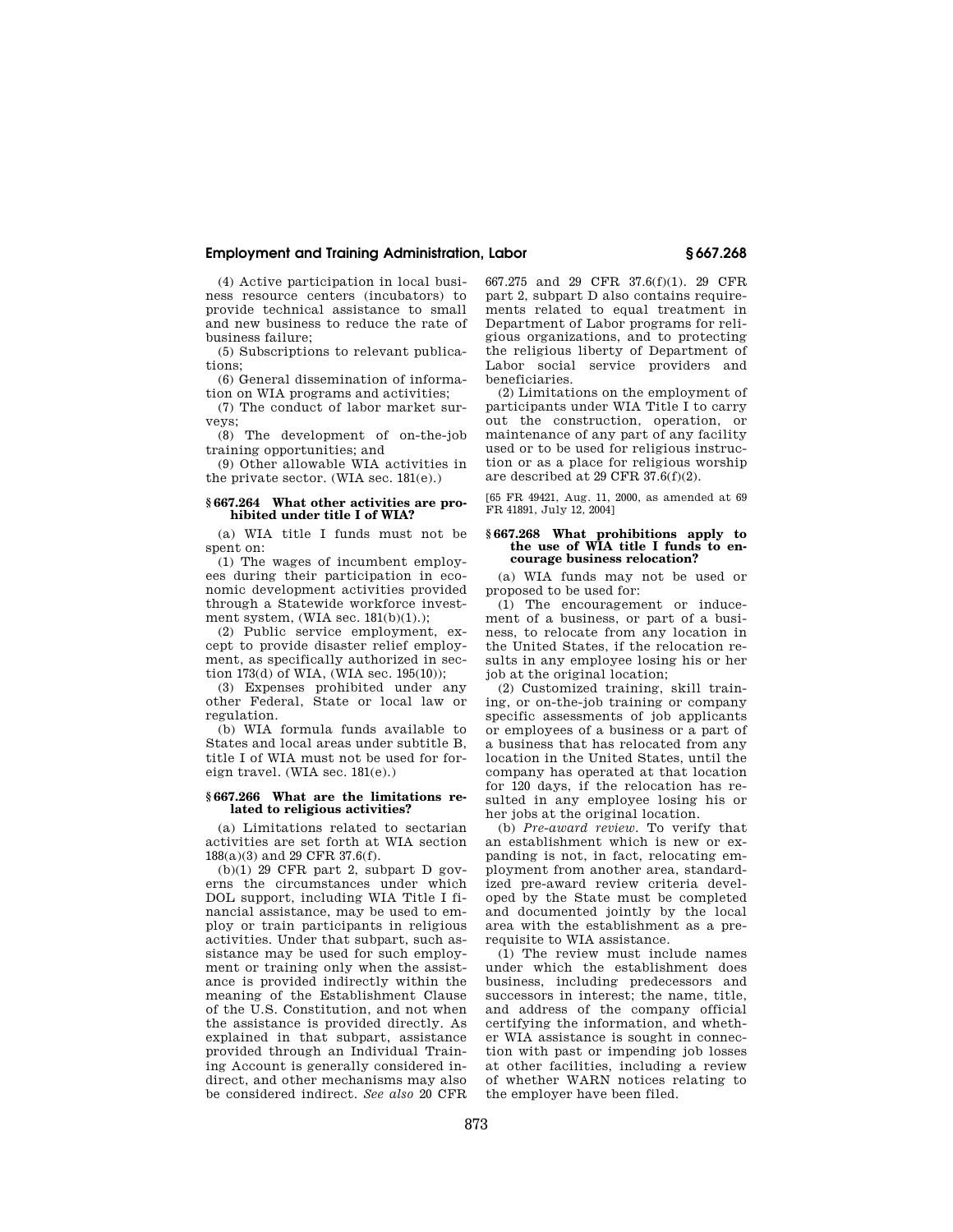(4) Active participation in local business resource centers (incubators) to provide technical assistance to small and new business to reduce the rate of business failure;

(5) Subscriptions to relevant publications;

(6) General dissemination of information on WIA programs and activities;

(7) The conduct of labor market surveys;

(8) The development of on-the-job training opportunities; and

(9) Other allowable WIA activities in the private sector. (WIA sec. 181(e).)

### § 667.264 What other activities are prohibited under title I of WIA?

(a) WIA title I funds must not be spent on:

(1) The wages of incumbent employees during their participation in economic development activities provided through a Statewide workforce investment system, (WIA sec. 181(b)(1).);

(2) Public service employment, except to provide disaster relief employment, as specifically authorized in section 173(d) of WIA, (WIA sec. 195(10));

(3) Expenses prohibited under any other Federal, State or local law or regulation.

(b) WIA formula funds available to States and local areas under subtitle B, title I of WIA must not be used for foreign travel. (WIA sec. 181(e).)

### § 667.266 What are the limitations related to religious activities?

(a) Limitations related to sectarian activities are set forth at WIA section 188(a)(3) and 29 CFR 37.6(f).

(b)(1) 29 CFR part 2, subpart D governs the circumstances under which DOL support, including WIA Title I financial assistance, may be used to employ or train participants in religious activities. Under that subpart, such assistance may be used for such employment or training only when the assistance is provided indirectly within the meaning of the Establishment Clause of the U.S. Constitution, and not when the assistance is provided directly. As explained in that subpart, assistance provided through an Individual Training Account is generally considered indirect, and other mechanisms may also be considered indirect. *See also* 20 CFR 667.275 and 29 CFR 37.6(f)(1). 29 CFR part 2, subpart D also contains requirements related to equal treatment in Department of Labor programs for religious organizations, and to protecting the religious liberty of Department of Labor social service providers and beneficiaries.

(2) Limitations on the employment of participants under WIA Title I to carry out the construction, operation, or maintenance of any part of any facility used or to be used for religious instruction or as a place for religious worship are described at 29 CFR 37.6(f)(2).

[65 FR 49421, Aug. 11, 2000, as amended at 69 FR 41891, July 12, 2004]

### § 667.268 What prohibitions apply to the use of WIA title I funds to encourage business relocation?

(a) WIA funds may not be used or proposed to be used for:

(1) The encouragement or inducement of a business, or part of a business, to relocate from any location in the United States, if the relocation results in any employee losing his or her job at the original location;

(2) Customized training, skill training, or on-the-job training or company specific assessments of job applicants or employees of a business or a part of a business that has relocated from any location in the United States, until the company has operated at that location for 120 days, if the relocation has resulted in any employee losing his or her jobs at the original location.

(b) *Pre-award review.* To verify that an establishment which is new or expanding is not, in fact, relocating employment from another area, standardized pre-award review criteria developed by the State must be completed and documented jointly by the local area with the establishment as a prerequisite to WIA assistance.

(1) The review must include names under which the establishment does business, including predecessors and successors in interest; the name, title, and address of the company official certifying the information, and whether WIA assistance is sought in connection with past or impending job losses at other facilities, including a review of whether WARN notices relating to the employer have been filed.